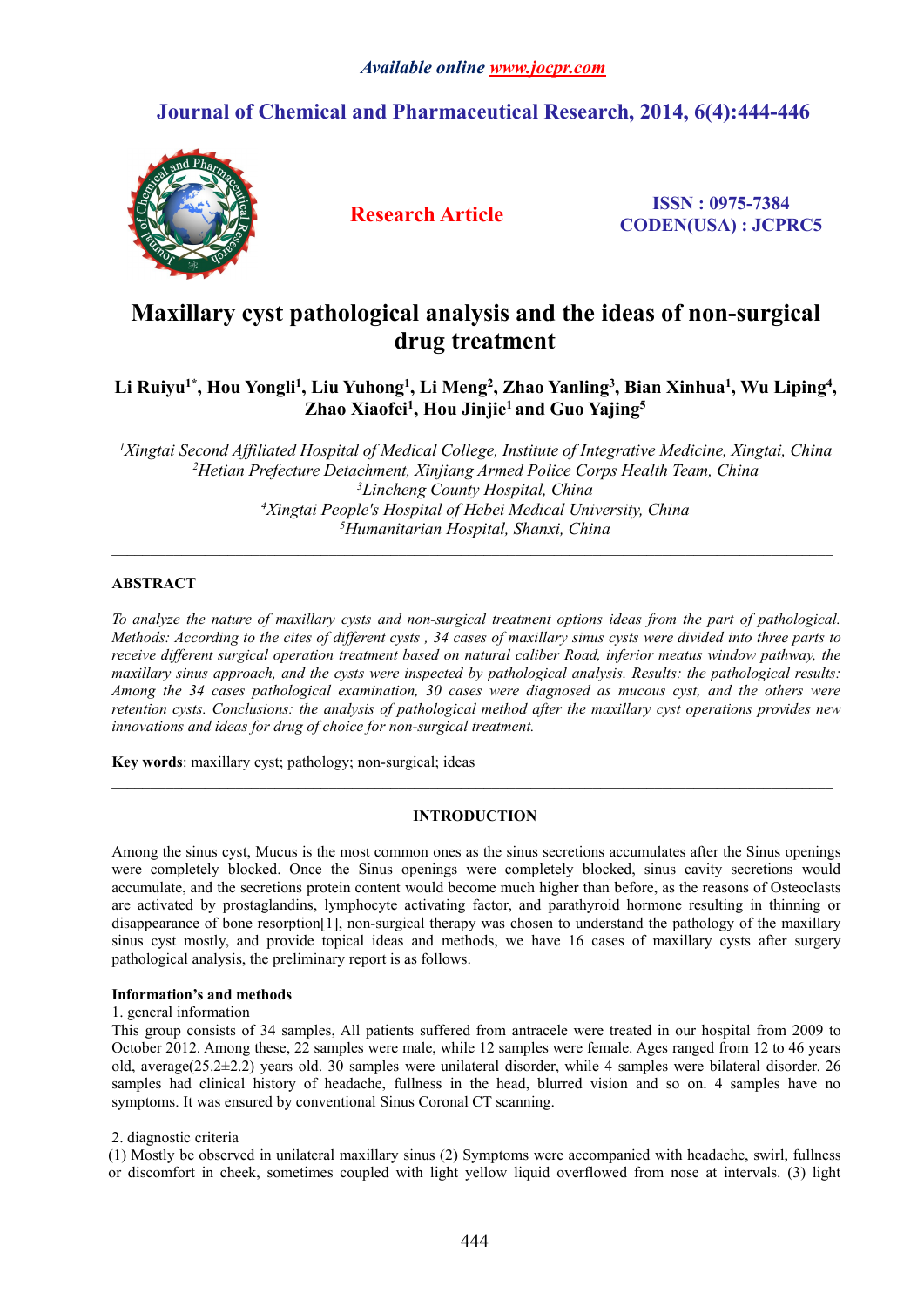# Maxillary cyst pathological analysis and the ideas of non-surgical drug treatment

**Li Ruiyu[1*], Hou Yongli[1], Liu Yuhong[1], Li Meng[2], Zhao Yanling[3], Bian Xinhua[1], Wu Liping[4], Zhao Xiaofei[1], Hou Jinjie[1] and Guo Yajing[5]**

*[1]Xingtai Second Affiliated Hospital of Medical College, Institute of Integrative Medicine, Xingtai, China*
*[2]Hetian Prefecture Detachment, Xinjiang Armed Police Corps Health Team, China*
*[3]Lincheng County Hospital, China*
*[4]Xingtai People's Hospital of Hebei Medical University, China*
*[5]Humanitarian Hospital, Shanxi, China*

---

## ABSTRACT

*To analyze the nature of maxillary cysts and non-surgical treatment options ideas from the part of pathological. Methods: According to the cites of different cysts , 34 cases of maxillary sinus cysts were divided into three parts to receive different surgical operation treatment based on natural caliber Road, inferior meatus window pathway, the maxillary sinus approach, and the cysts were inspected by pathological analysis. Results: the pathological results: Among the 34 cases pathological examination, 30 cases were diagnosed as mucous cyst, and the others were retention cysts. Conclusions: the analysis of pathological method after the maxillary cyst operations provides new innovations and ideas for drug of choice for non-surgical treatment.*

**Key words**: maxillary cyst; pathology; non-surgical; ideas

---

## INTRODUCTION

Among the sinus cyst, Mucus is the most common ones as the sinus secretions accumulates after the Sinus openings were completely blocked. Once the Sinus openings were completely blocked, sinus cavity secretions would accumulate, and the secretions protein content would become much higher than before, as the reasons of Osteoclasts are activated by prostaglandins, lymphocyte activating factor, and parathyroid hormone resulting in thinning or disappearance of bone resorption[1], non-surgical therapy was chosen to understand the pathology of the maxillary sinus cyst mostly, and provide topical ideas and methods, we have 16 cases of maxillary cysts after surgery pathological analysis, the preliminary report is as follows.

### Information's and methods

1. general information

This group consists of 34 samples, All patients suffered from antracele were treated in our hospital from 2009 to October 2012. Among these, 22 samples were male, while 12 samples were female. Ages ranged from 12 to 46 years old, average($25.2 \pm 2.2$) years old. 30 samples were unilateral disorder, while 4 samples were bilateral disorder. 26 samples had clinical history of headache, fullness in the head, blurred vision and so on. 4 samples have no symptoms. It was ensured by conventional Sinus Coronal CT scanning.

2. diagnostic criteria

(1) Mostly be observed in unilateral maxillary sinus (2) Symptoms were accompanied with headache, swirl, fullness or discomfort in cheek, sometimes coupled with light yellow liquid overflowed from nose at intervals. (3) light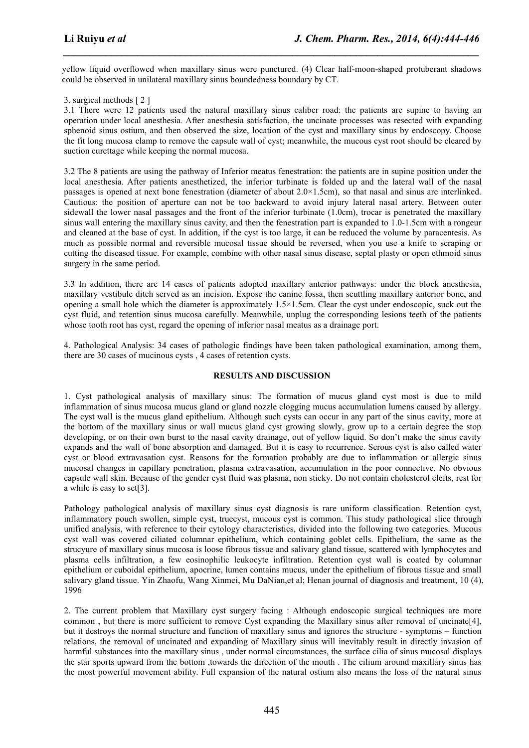yellow liquid overflowed when maxillary sinus were punctured. (4) Clear half-moon-shaped protuberant shadows could be observed in unilateral maxillary sinus boundedness boundary by CT.

3. surgical methods [ 2 ]

3.1 There were 12 patients used the natural maxillary sinus caliber road: the patients are supine to having an operation under local anesthesia. After anesthesia satisfaction, the uncinate processes was resected with expanding sphenoid sinus ostium, and then observed the size, location of the cyst and maxillary sinus by endoscopy. Choose the fit long mucosa clamp to remove the capsule wall of cyst; meanwhile, the mucous cyst root should be cleared by suction curettage while keeping the normal mucosa.

3.2 The 8 patients are using the pathway of Inferior meatus fenestration: the patients are in supine position under the local anesthesia. After patients anesthetized, the inferior turbinate is folded up and the lateral wall of the nasal passages is opened at next bone fenestration (diameter of about 2.0×1.5cm), so that nasal and sinus are interlinked. Cautious: the position of aperture can not be too backward to avoid injury lateral nasal artery. Between outer sidewall the lower nasal passages and the front of the inferior turbinate (1.0cm), trocar is penetrated the maxillary sinus wall entering the maxillary sinus cavity, and then the fenestration part is expanded to 1.0-1.5cm with a rongeur and cleaned at the base of cyst. In addition, if the cyst is too large, it can be reduced the volume by paracentesis. As much as possible normal and reversible mucosal tissue should be reversed, when you use a knife to scraping or cutting the diseased tissue. For example, combine with other nasal sinus disease, septal plasty or open ethmoid sinus surgery in the same period.

3.3 In addition, there are 14 cases of patients adopted maxillary anterior pathways: under the block anesthesia, maxillary vestibule ditch served as an incision. Expose the canine fossa, then scuttling maxillary anterior bone, and opening a small hole which the diameter is approximately 1.5×1.5cm. Clear the cyst under endoscopic, suck out the cyst fluid, and retention sinus mucosa carefully. Meanwhile, unplug the corresponding lesions teeth of the patients whose tooth root has cyst, regard the opening of inferior nasal meatus as a drainage port.

4. Pathological Analysis: 34 cases of pathologic findings have been taken pathological examination, among them, there are 30 cases of mucinous cysts , 4 cases of retention cysts.

## RESULTS AND DISCUSSION

1. Cyst pathological analysis of maxillary sinus: The formation of mucus gland cyst most is due to mild inflammation of sinus mucosa mucus gland or gland nozzle clogging mucus accumulation lumens caused by allergy. The cyst wall is the mucus gland epithelium. Although such cysts can occur in any part of the sinus cavity, more at the bottom of the maxillary sinus or wall mucus gland cyst growing slowly, grow up to a certain degree the stop developing, or on their own burst to the nasal cavity drainage, out of yellow liquid. So don't make the sinus cavity expands and the wall of bone absorption and damaged. But it is easy to recurrence. Serous cyst is also called water cyst or blood extravasation cyst. Reasons for the formation probably are due to inflammation or allergic sinus mucosal changes in capillary penetration, plasma extravasation, accumulation in the poor connective. No obvious capsule wall skin. Because of the gender cyst fluid was plasma, non sticky. Do not contain cholesterol clefts, rest for a while is easy to set[3].

Pathology pathological analysis of maxillary sinus cyst diagnosis is rare uniform classification. Retention cyst, inflammatory pouch swollen, simple cyst, truecyst, mucous cyst is common. This study pathological slice through unified analysis, with reference to their cytology characteristics, divided into the following two categories. Mucous cyst wall was covered ciliated columnar epithelium, which containing goblet cells. Epithelium, the same as the strucyure of maxillary sinus mucosa is loose fibrous tissue and salivary gland tissue, scattered with lymphocytes and plasma cells infiltration, a few eosinophilic leukocyte infiltration. Retention cyst wall is coated by columnar epithelium or cuboidal epithelium, apocrine, lumen contains mucus, under the epithelium of fibrous tissue and small salivary gland tissue. Yin Zhaofu, Wang Xinmei, Mu DaNian,et al; Henan journal of diagnosis and treatment, 10 (4), 1996

2. The current problem that Maxillary cyst surgery facing : Although endoscopic surgical techniques are more common , but there is more sufficient to remove Cyst expanding the Maxillary sinus after removal of uncinate[4], but it destroys the normal structure and function of maxillary sinus and ignores the structure - symptoms – function relations, the removal of uncinated and expanding of Maxillary sinus will inevitably result in directly invasion of harmful substances into the maxillary sinus , under normal circumstances, the surface cilia of sinus mucosal displays the star sports upward from the bottom ,towards the direction of the mouth . The cilium around maxillary sinus has the most powerful movement ability. Full expansion of the natural ostium also means the loss of the natural sinus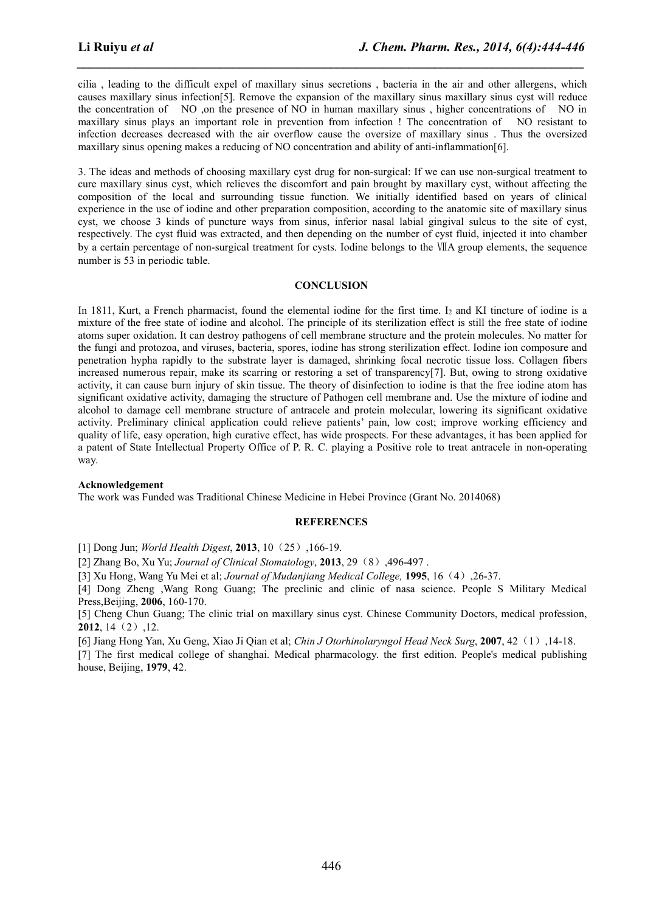cilia , leading to the difficult expel of maxillary sinus secretions , bacteria in the air and other allergens, which causes maxillary sinus infection[5]. Remove the expansion of the maxillary sinus maxillary sinus cyst will reduce the concentration of NO ,on the presence of NO in human maxillary sinus , higher concentrations of NO in maxillary sinus plays an important role in prevention from infection ! The concentration of NO resistant to infection decreases decreased with the air overflow cause the oversize of maxillary sinus . Thus the oversized maxillary sinus opening makes a reducing of NO concentration and ability of anti-inflammation[6].

3. The ideas and methods of choosing maxillary cyst drug for non-surgical: If we can use non-surgical treatment to cure maxillary sinus cyst, which relieves the discomfort and pain brought by maxillary cyst, without affecting the composition of the local and surrounding tissue function. We initially identified based on years of clinical experience in the use of iodine and other preparation composition, according to the anatomic site of maxillary sinus cyst, we choose 3 kinds of puncture ways from sinus, inferior nasal labial gingival sulcus to the site of cyst, respectively. The cyst fluid was extracted, and then depending on the number of cyst fluid, injected it into chamber by a certain percentage of non-surgical treatment for cysts. Iodine belongs to the ⅦA group elements, the sequence number is 53 in periodic table.

## CONCLUSION

In 1811, Kurt, a French pharmacist, found the elemental iodine for the first time. $I_2$ and KI tincture of iodine is a mixture of the free state of iodine and alcohol. The principle of its sterilization effect is still the free state of iodine atoms super oxidation. It can destroy pathogens of cell membrane structure and the protein molecules. No matter for the fungi and protozoa, and viruses, bacteria, spores, iodine has strong sterilization effect. Iodine ion composure and penetration hypha rapidly to the substrate layer is damaged, shrinking focal necrotic tissue loss. Collagen fibers increased numerous repair, make its scarring or restoring a set of transparency[7]. But, owing to strong oxidative activity, it can cause burn injury of skin tissue. The theory of disinfection to iodine is that the free iodine atom has significant oxidative activity, damaging the structure of Pathogen cell membrane and. Use the mixture of iodine and alcohol to damage cell membrane structure of antracele and protein molecular, lowering its significant oxidative activity. Preliminary clinical application could relieve patients' pain, low cost; improve working efficiency and quality of life, easy operation, high curative effect, has wide prospects. For these advantages, it has been applied for a patent of State Intellectual Property Office of P. R. C. playing a Positive role to treat antracele in non-operating way.

**Acknowledgement**

The work was Funded was Traditional Chinese Medicine in Hebei Province (Grant No. 2014068)

## REFERENCES

[1] Dong Jun; *World Health Digest*, **2013**, 10（25）,166-19.

[2] Zhang Bo, Xu Yu; *Journal of Clinical Stomatology*, **2013**, 29（8）,496-497 .

[3] Xu Hong, Wang Yu Mei et al; *Journal of Mudanjiang Medical College,* **1995**, 16（4）,26-37.

[4] Dong Zheng ,Wang Rong Guang; The preclinic and clinic of nasa science. People S Military Medical Press,Beijing, **2006**, 160-170.

[5] Cheng Chun Guang; The clinic trial on maxillary sinus cyst. Chinese Community Doctors, medical profession, **2012**, 14（2）,12.

[6] Jiang Hong Yan, Xu Geng, Xiao Ji Qian et al; *Chin J Otorhinolaryngol Head Neck Surg*, **2007**, 42（1）,14-18.

[7] The first medical college of shanghai. Medical pharmacology. the first edition. People's medical publishing house, Beijing, **1979**, 42.